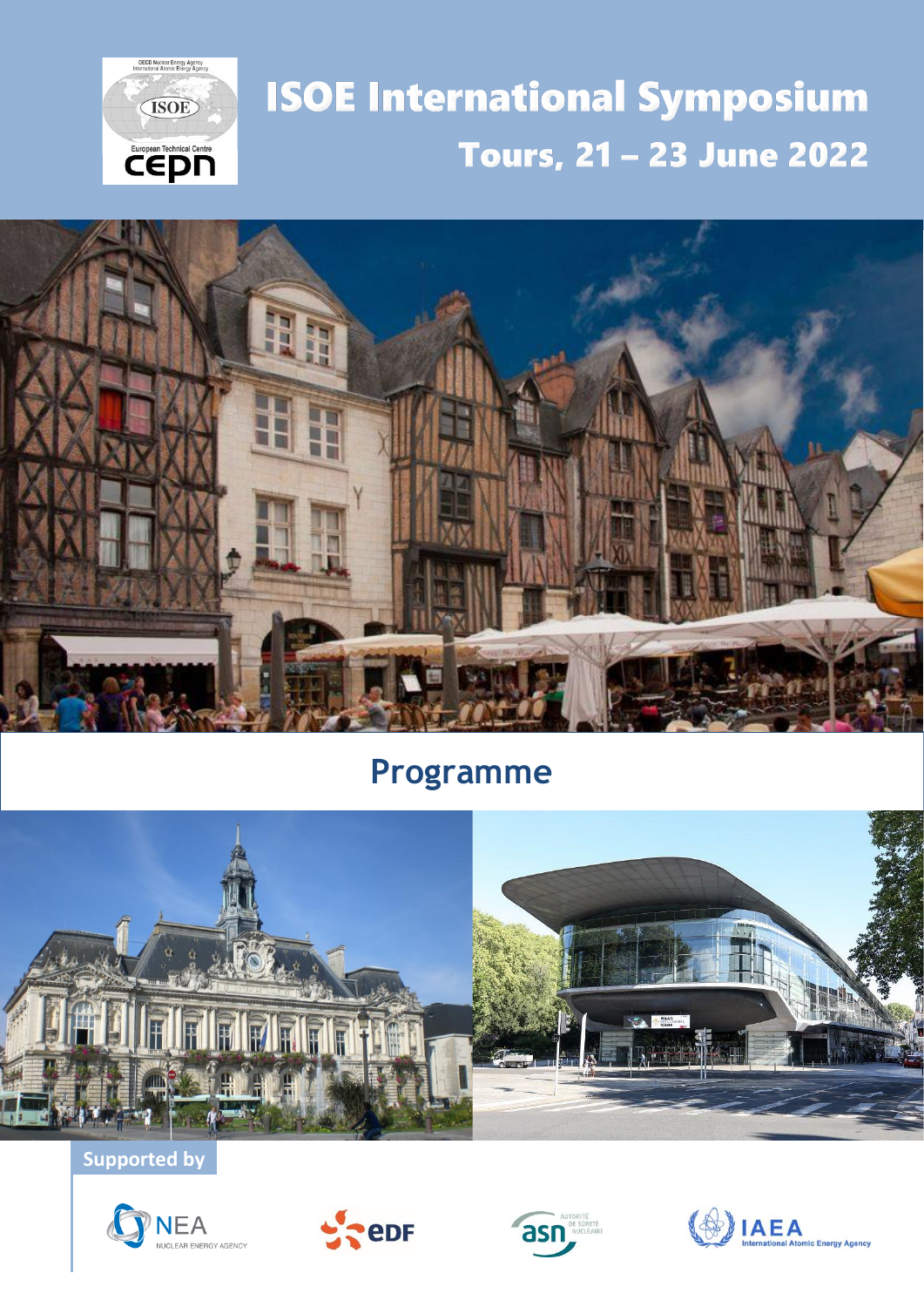# ISOE International Symposium

## Tours, 21 – 23 June 2022

## Programme

Supported by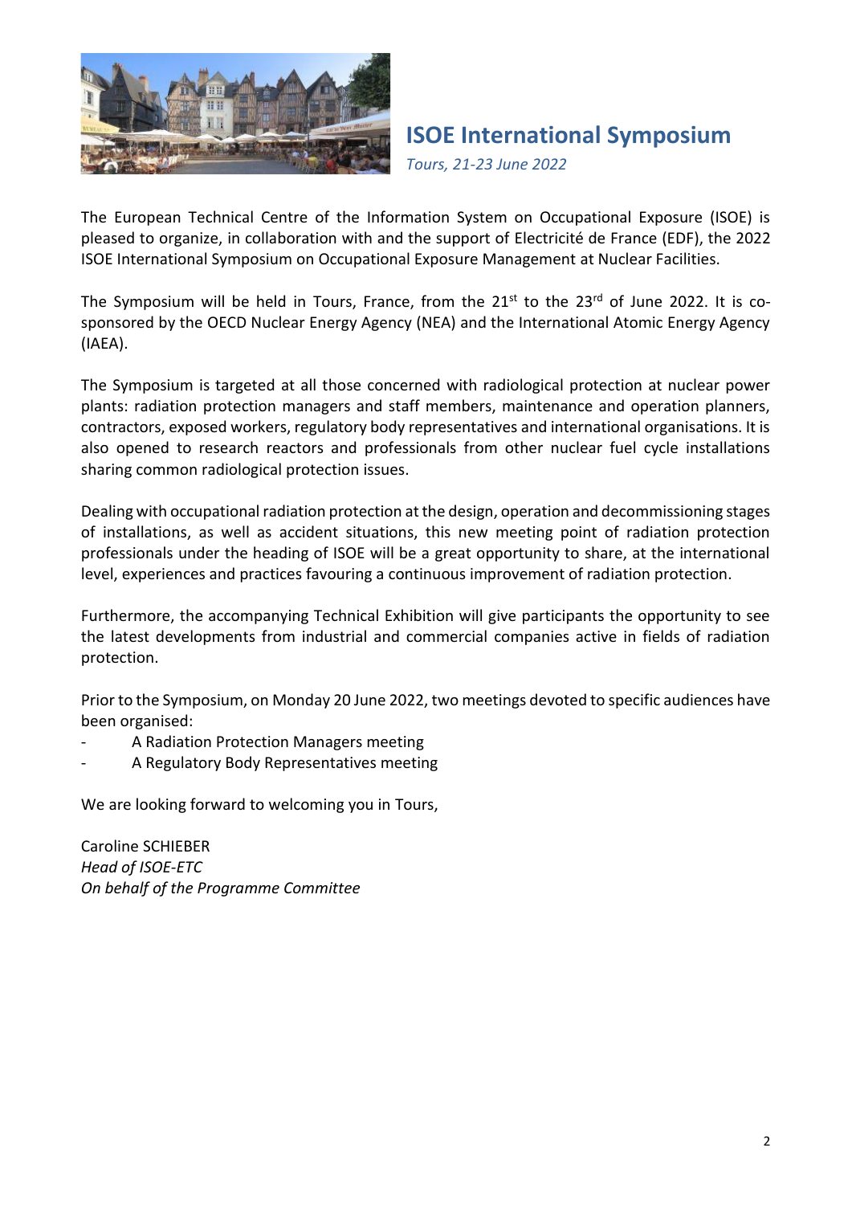# ISOE International Symposium

*Tours, 21-23 June 2022*

The European Technical Centre of the Information System on Occupational Exposure (ISOE) is pleased to organize, in collaboration with and the support of Electricité de France (EDF), the 2022 ISOE International Symposium on Occupational Exposure Management at Nuclear Facilities.

The Symposium will be held in Tours, France, from the 21st to the 23rd of June 2022. It is co-sponsored by the OECD Nuclear Energy Agency (NEA) and the International Atomic Energy Agency (IAEA).

The Symposium is targeted at all those concerned with radiological protection at nuclear power plants: radiation protection managers and staff members, maintenance and operation planners, contractors, exposed workers, regulatory body representatives and international organisations. It is also opened to research reactors and professionals from other nuclear fuel cycle installations sharing common radiological protection issues.

Dealing with occupational radiation protection at the design, operation and decommissioning stages of installations, as well as accident situations, this new meeting point of radiation protection professionals under the heading of ISOE will be a great opportunity to share, at the international level, experiences and practices favouring a continuous improvement of radiation protection.

Furthermore, the accompanying Technical Exhibition will give participants the opportunity to see the latest developments from industrial and commercial companies active in fields of radiation protection.

Prior to the Symposium, on Monday 20 June 2022, two meetings devoted to specific audiences have been organised:

- A Radiation Protection Managers meeting
- A Regulatory Body Representatives meeting

We are looking forward to welcoming you in Tours,

Caroline SCHIEBER
*Head of ISOE-ETC*
*On behalf of the Programme Committee*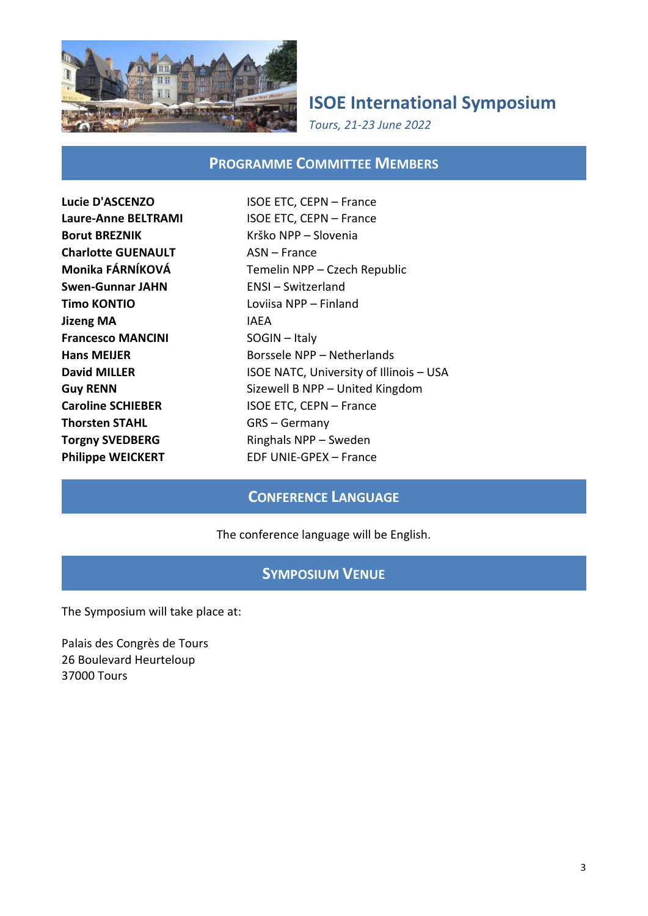# ISOE International Symposium

*Tours, 21-23 June 2022*

## Programme Committee Members

**Lucie D'ASCENZO** ISOE ETC, CEPN – France
**Laure-Anne BELTRAMI** ISOE ETC, CEPN – France
**Borut BREZNIK** Krško NPP – Slovenia
**Charlotte GUENAULT** ASN – France
**Monika FÁRNÍKOVÁ** Temelin NPP – Czech Republic
**Swen-Gunnar JAHN** ENSI – Switzerland
**Timo KONTIO** Loviisa NPP – Finland
**Jizeng MA** IAEA
**Francesco MANCINI** SOGIN – Italy
**Hans MEIJER** Borssele NPP – Netherlands
**David MILLER** ISOE NATC, University of Illinois – USA
**Guy RENN** Sizewell B NPP – United Kingdom
**Caroline SCHIEBER** ISOE ETC, CEPN – France
**Thorsten STAHL** GRS – Germany
**Torgny SVEDBERG** Ringhals NPP – Sweden
**Philippe WEICKERT** EDF UNIE-GPEX – France

## Conference Language

The conference language will be English.

## Symposium Venue

The Symposium will take place at:

Palais des Congrès de Tours
26 Boulevard Heurteloup
37000 Tours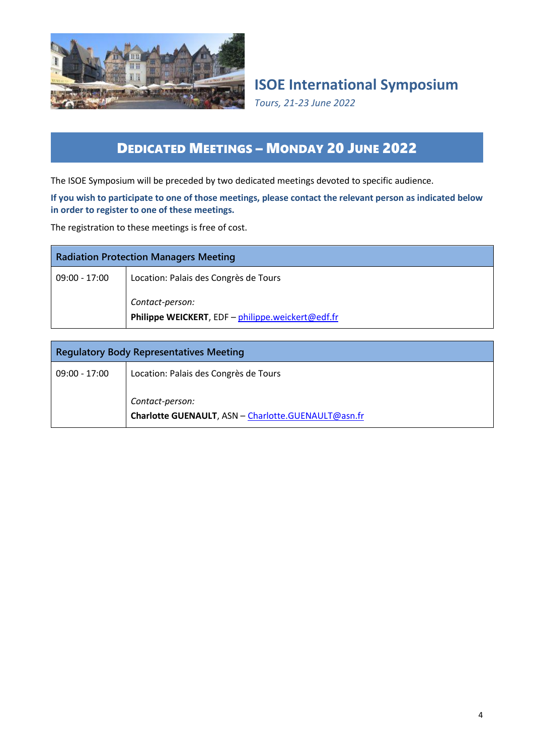## ISOE International Symposium

*Tours, 21-23 June 2022*

# DEDICATED MEETINGS – MONDAY 20 JUNE 2022

The ISOE Symposium will be preceded by two dedicated meetings devoted to specific audience.

**If you wish to participate to one of those meetings, please contact the relevant person as indicated below in order to register to one of these meetings.**

The registration to these meetings is free of cost.

| Radiation Protection Managers Meeting | |
|---|---|
| 09:00 - 17:00 | Location: Palais des Congrès de Tours<br><br>*Contact-person:*<br>**Philippe WEICKERT**, EDF – philippe.weickert@edf.fr |

| Regulatory Body Representatives Meeting | |
|---|---|
| 09:00 - 17:00 | Location: Palais des Congrès de Tours<br><br>*Contact-person:*<br>**Charlotte GUENAULT**, ASN – Charlotte.GUENAULT@asn.fr |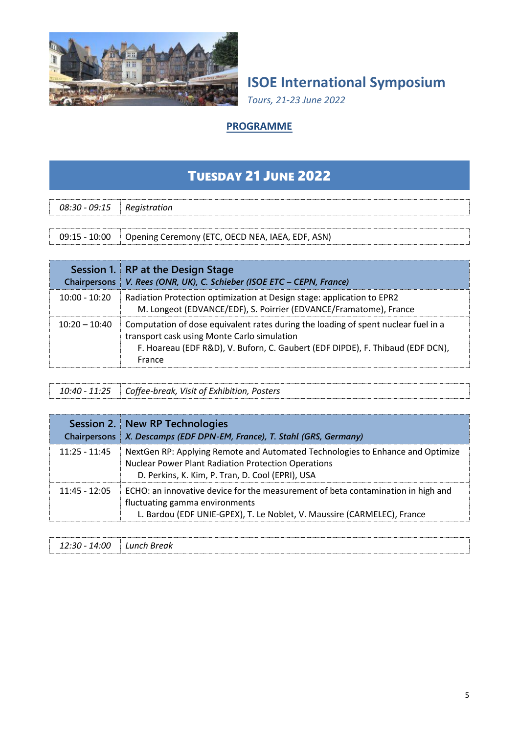# ISOE International Symposium

*Tours, 21-23 June 2022*

## PROGRAMME

## TUESDAY 21 JUNE 2022

| | |
|---|---|
| *08:30 - 09:15* | *Registration* |

| | |
|---|---|
| 09:15 - 10:00 | Opening Ceremony (ETC, OECD NEA, IAEA, EDF, ASN) |

| Session 1. Chairpersons | RP at the Design Stage *V. Rees (ONR, UK), C. Schieber (ISOE ETC – CEPN, France)* |
|---|---|
| 10:00 - 10:20 | Radiation Protection optimization at Design stage: application to EPR2 M. Longeot (EDVANCE/EDF), S. Poirrier (EDVANCE/Framatome), France |
| 10:20 – 10:40 | Computation of dose equivalent rates during the loading of spent nuclear fuel in a transport cask using Monte Carlo simulation F. Hoareau (EDF R&D), V. Buforn, C. Gaubert (EDF DIPDE), F. Thibaud (EDF DCN), France |

| | |
|---|---|
| *10:40 - 11:25* | *Coffee-break, Visit of Exhibition, Posters* |

| Session 2. Chairpersons | New RP Technologies *X. Descamps (EDF DPN-EM, France), T. Stahl (GRS, Germany)* |
|---|---|
| 11:25 - 11:45 | NextGen RP: Applying Remote and Automated Technologies to Enhance and Optimize Nuclear Power Plant Radiation Protection Operations D. Perkins, K. Kim, P. Tran, D. Cool (EPRI), USA |
| 11:45 - 12:05 | ECHO: an innovative device for the measurement of beta contamination in high and fluctuating gamma environments L. Bardou (EDF UNIE-GPEX), T. Le Noblet, V. Maussire (CARMELEC), France |

| | |
|---|---|
| *12:30 - 14:00* | *Lunch Break* |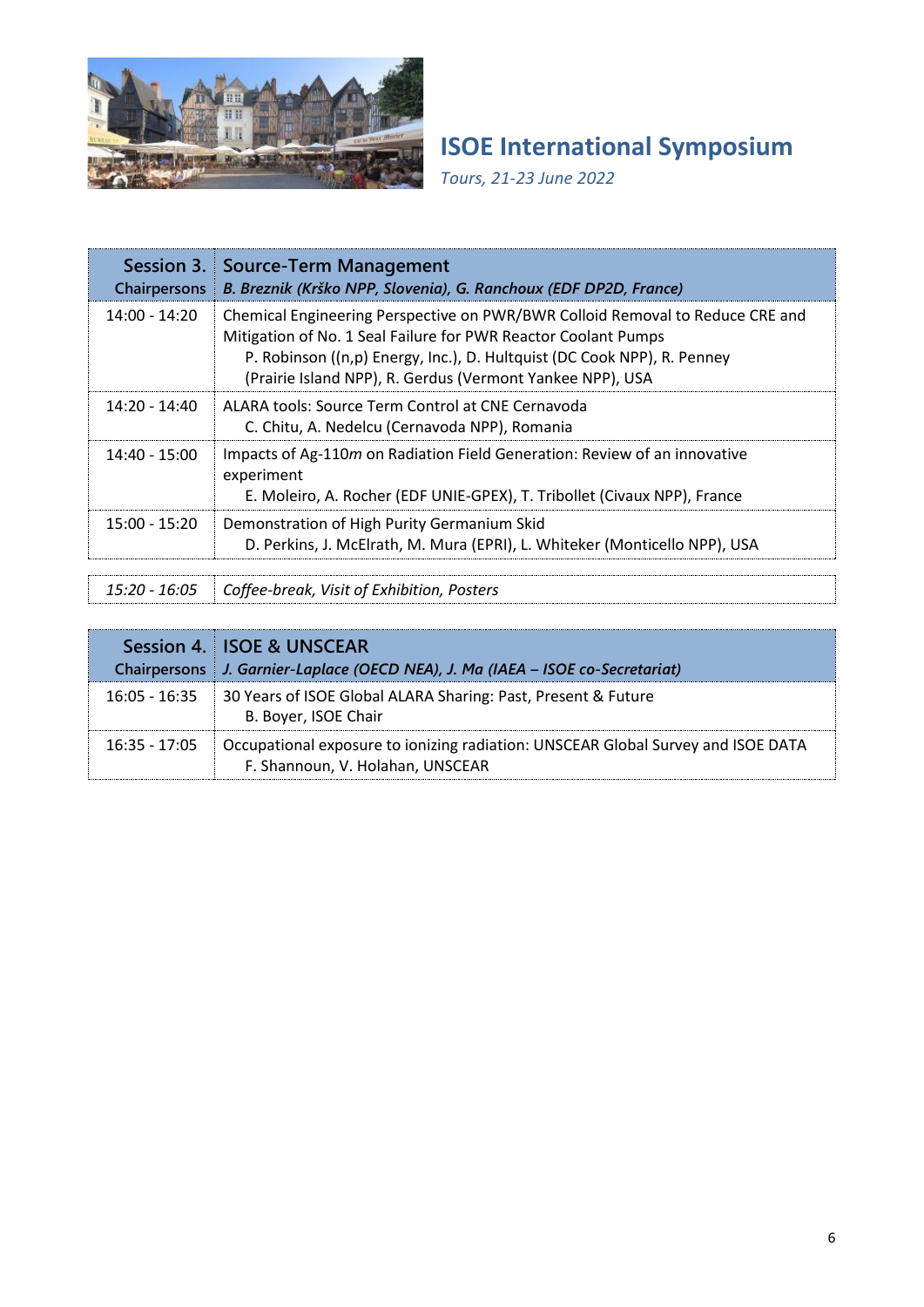# ISOE International Symposium

*Tours, 21-23 June 2022*

| Session 3. Chairpersons | Source-Term Management *B. Breznik (Krško NPP, Slovenia), G. Ranchoux (EDF DP2D, France)* |
|---|---|
| 14:00 - 14:20 | Chemical Engineering Perspective on PWR/BWR Colloid Removal to Reduce CRE and Mitigation of No. 1 Seal Failure for PWR Reactor Coolant Pumps<br>P. Robinson ((n,p) Energy, Inc.), D. Hultquist (DC Cook NPP), R. Penney (Prairie Island NPP), R. Gerdus (Vermont Yankee NPP), USA |
| 14:20 - 14:40 | ALARA tools: Source Term Control at CNE Cernavoda<br>C. Chitu, A. Nedelcu (Cernavoda NPP), Romania |
| 14:40 - 15:00 | Impacts of Ag-110*m* on Radiation Field Generation: Review of an innovative experiment<br>E. Moleiro, A. Rocher (EDF UNIE-GPEX), T. Tribollet (Civaux NPP), France |
| 15:00 - 15:20 | Demonstration of High Purity Germanium Skid<br>D. Perkins, J. McElrath, M. Mura (EPRI), L. Whiteker (Monticello NPP), USA |

| *15:20 - 16:05* | *Coffee-break, Visit of Exhibition, Posters* |
|---|---|

| Session 4. Chairpersons | ISOE & UNSCEAR *J. Garnier-Laplace (OECD NEA), J. Ma (IAEA – ISOE co-Secretariat)* |
|---|---|
| 16:05 - 16:35 | 30 Years of ISOE Global ALARA Sharing: Past, Present & Future<br>B. Boyer, ISOE Chair |
| 16:35 - 17:05 | Occupational exposure to ionizing radiation: UNSCEAR Global Survey and ISOE DATA<br>F. Shannoun, V. Holahan, UNSCEAR |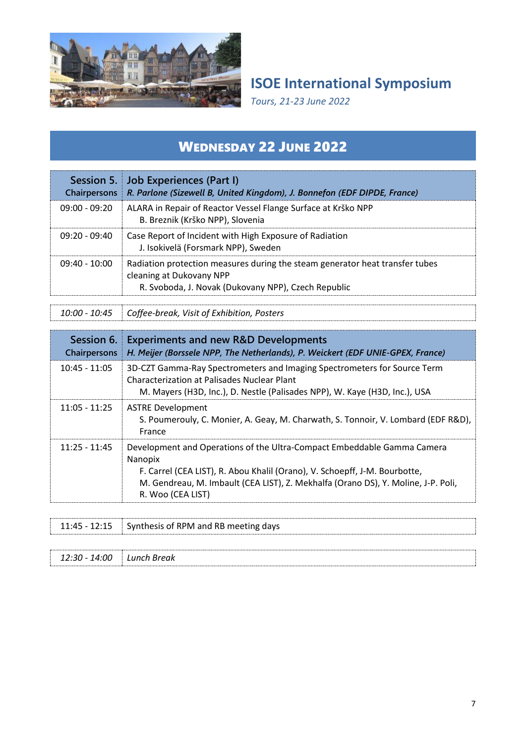# ISOE International Symposium

*Tours, 21-23 June 2022*

## Wednesday 22 June 2022

| Session 5. Chairpersons | Job Experiences (Part I) *R. Parlone (Sizewell B, United Kingdom), J. Bonnefon (EDF DIPDE, France)* |
|---|---|
| 09:00 - 09:20 | ALARA in Repair of Reactor Vessel Flange Surface at Krško NPP<br>B. Breznik (Krško NPP), Slovenia |
| 09:20 - 09:40 | Case Report of Incident with High Exposure of Radiation<br>J. Isokivelä (Forsmark NPP), Sweden |
| 09:40 - 10:00 | Radiation protection measures during the steam generator heat transfer tubes cleaning at Dukovany NPP<br>R. Svoboda, J. Novak (Dukovany NPP), Czech Republic |

| | |
|---|---|
| *10:00 - 10:45* | *Coffee-break, Visit of Exhibition, Posters* |

| Session 6. Chairpersons | Experiments and new R&D Developments *H. Meijer (Borssele NPP, The Netherlands), P. Weickert (EDF UNIE-GPEX, France)* |
|---|---|
| 10:45 - 11:05 | 3D-CZT Gamma-Ray Spectrometers and Imaging Spectrometers for Source Term Characterization at Palisades Nuclear Plant<br>M. Mayers (H3D, Inc.), D. Nestle (Palisades NPP), W. Kaye (H3D, Inc.), USA |
| 11:05 - 11:25 | ASTRE Development<br>S. Poumerouly, C. Monier, A. Geay, M. Charwath, S. Tonnoir, V. Lombard (EDF R&D), France |
| 11:25 - 11:45 | Development and Operations of the Ultra-Compact Embeddable Gamma Camera Nanopix<br>F. Carrel (CEA LIST), R. Abou Khalil (Orano), V. Schoepff, J-M. Bourbotte, M. Gendreau, M. Imbault (CEA LIST), Z. Mekhalfa (Orano DS), Y. Moline, J-P. Poli, R. Woo (CEA LIST) |

| | |
|---|---|
| 11:45 - 12:15 | Synthesis of RPM and RB meeting days |

| | |
|---|---|
| *12:30 - 14:00* | *Lunch Break* |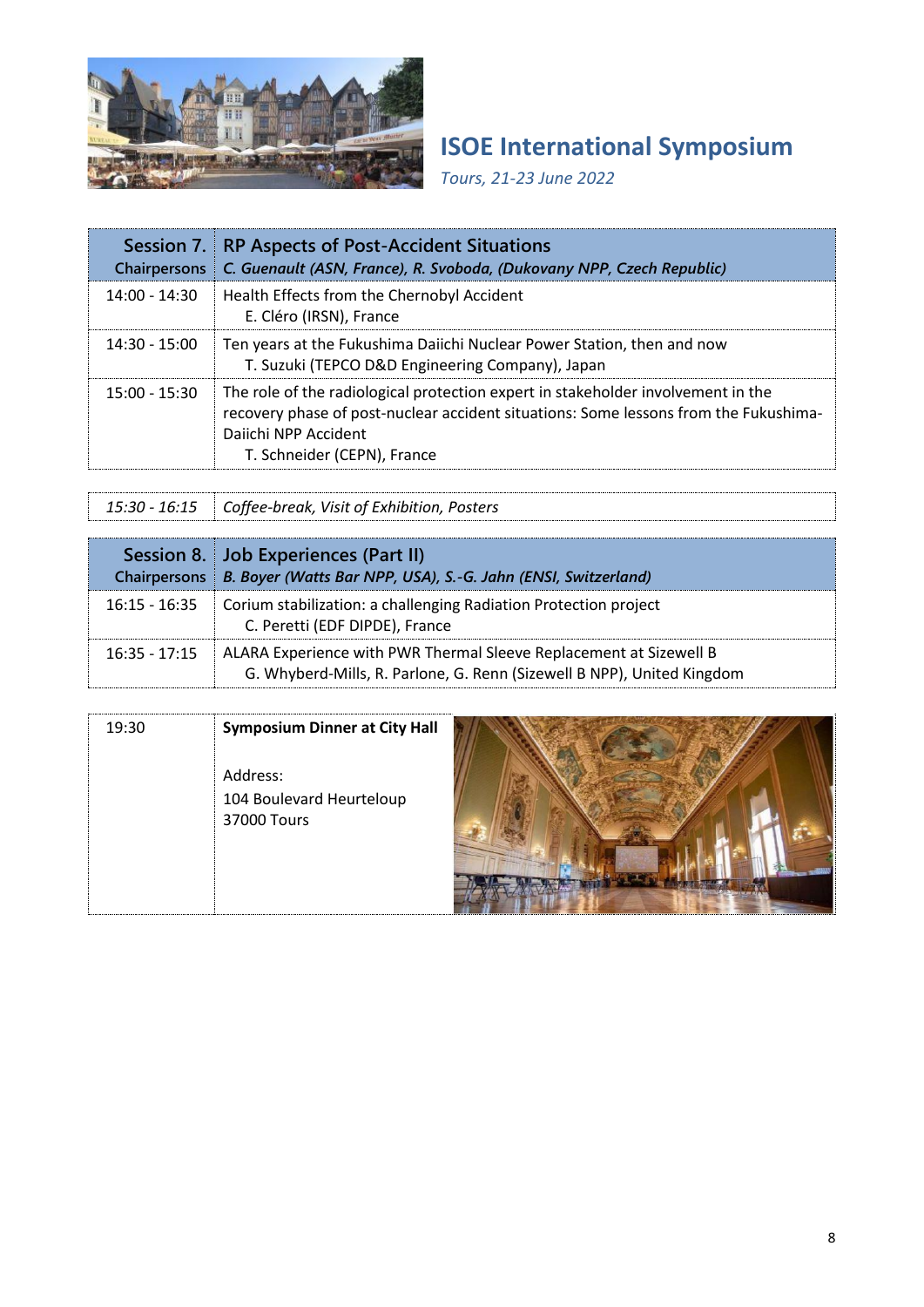# ISOE International Symposium

*Tours, 21-23 June 2022*

| Session 7. | RP Aspects of Post-Accident Situations |
|---|---|
| Chairpersons | *C. Guenault (ASN, France), R. Svoboda, (Dukovany NPP, Czech Republic)* |
| 14:00 - 14:30 | Health Effects from the Chernobyl Accident<br>E. Cléro (IRSN), France |
| 14:30 - 15:00 | Ten years at the Fukushima Daiichi Nuclear Power Station, then and now<br>T. Suzuki (TEPCO D&D Engineering Company), Japan |
| 15:00 - 15:30 | The role of the radiological protection expert in stakeholder involvement in the recovery phase of post-nuclear accident situations: Some lessons from the Fukushima-Daiichi NPP Accident<br>T. Schneider (CEPN), France |

| *15:30 - 16:15* | *Coffee-break, Visit of Exhibition, Posters* |
|---|---|

| Session 8. | Job Experiences (Part II) |
|---|---|
| Chairpersons | *B. Boyer (Watts Bar NPP, USA), S.-G. Jahn (ENSI, Switzerland)* |
| 16:15 - 16:35 | Corium stabilization: a challenging Radiation Protection project<br>C. Peretti (EDF DIPDE), France |
| 16:35 - 17:15 | ALARA Experience with PWR Thermal Sleeve Replacement at Sizewell B<br>G. Whyberd-Mills, R. Parlone, G. Renn (Sizewell B NPP), United Kingdom |

| 19:30 | **Symposium Dinner at City Hall**<br><br>Address:<br>104 Boulevard Heurteloup<br>37000 Tours |
|---|---|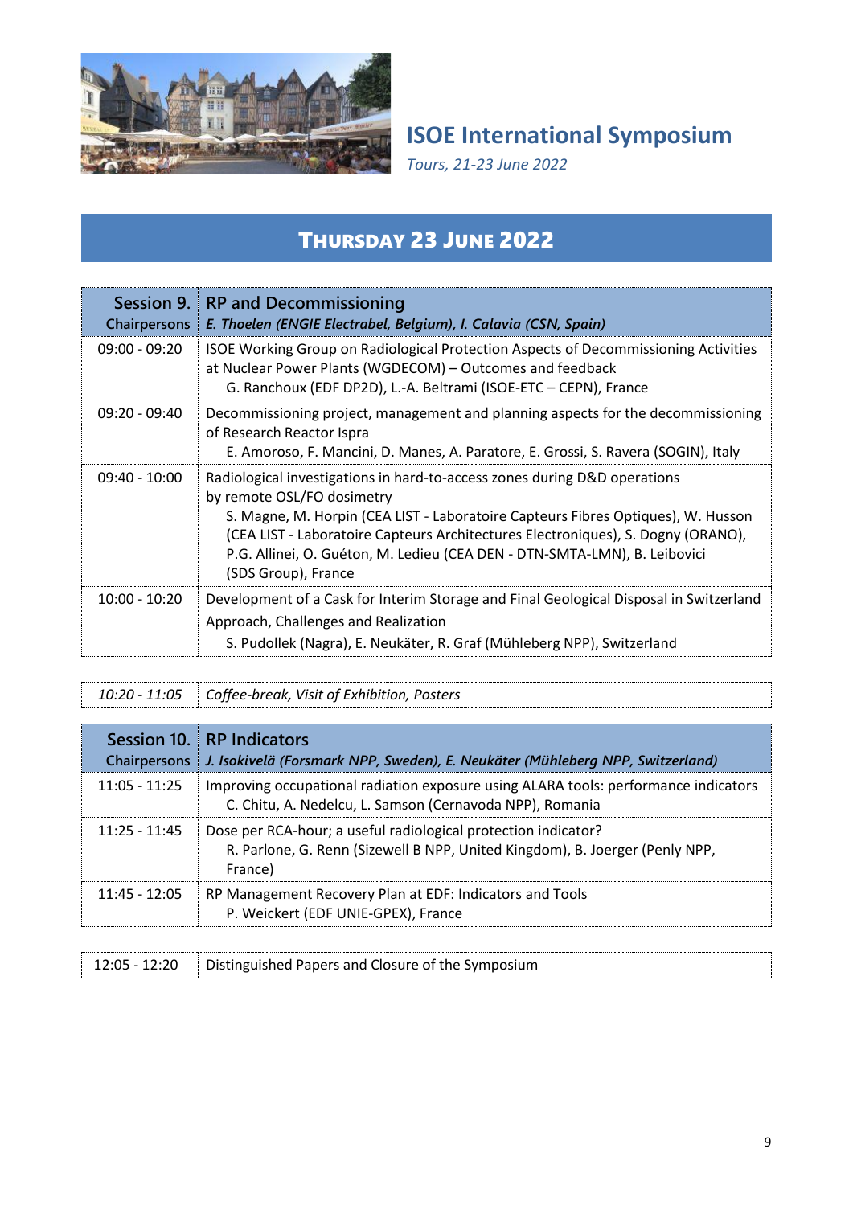# ISOE International Symposium

*Tours, 21-23 June 2022*

## Thursday 23 June 2022

| Session 9. Chairpersons | RP and Decommissioning *E. Thoelen (ENGIE Electrabel, Belgium), I. Calavia (CSN, Spain)* |
|---|---|
| 09:00 - 09:20 | ISOE Working Group on Radiological Protection Aspects of Decommissioning Activities at Nuclear Power Plants (WGDECOM) – Outcomes and feedback<br>G. Ranchoux (EDF DP2D), L.-A. Beltrami (ISOE-ETC – CEPN), France |
| 09:20 - 09:40 | Decommissioning project, management and planning aspects for the decommissioning of Research Reactor Ispra<br>E. Amoroso, F. Mancini, D. Manes, A. Paratore, E. Grossi, S. Ravera (SOGIN), Italy |
| 09:40 - 10:00 | Radiological investigations in hard-to-access zones during D&D operations by remote OSL/FO dosimetry<br>S. Magne, M. Horpin (CEA LIST - Laboratoire Capteurs Fibres Optiques), W. Husson (CEA LIST - Laboratoire Capteurs Architectures Electroniques), S. Dogny (ORANO), P.G. Allinei, O. Guéton, M. Ledieu (CEA DEN - DTN-SMTA-LMN), B. Leibovici (SDS Group), France |
| 10:00 - 10:20 | Development of a Cask for Interim Storage and Final Geological Disposal in Switzerland Approach, Challenges and Realization<br>S. Pudollek (Nagra), E. Neukäter, R. Graf (Mühleberg NPP), Switzerland |

| | |
|---|---|
| *10:20 - 11:05* | *Coffee-break, Visit of Exhibition, Posters* |

| Session 10. Chairpersons | RP Indicators *J. Isokivelä (Forsmark NPP, Sweden), E. Neukäter (Mühleberg NPP, Switzerland)* |
|---|---|
| 11:05 - 11:25 | Improving occupational radiation exposure using ALARA tools: performance indicators<br>C. Chitu, A. Nedelcu, L. Samson (Cernavoda NPP), Romania |
| 11:25 - 11:45 | Dose per RCA-hour; a useful radiological protection indicator?<br>R. Parlone, G. Renn (Sizewell B NPP, United Kingdom), B. Joerger (Penly NPP, France) |
| 11:45 - 12:05 | RP Management Recovery Plan at EDF: Indicators and Tools<br>P. Weickert (EDF UNIE-GPEX), France |

| | |
|---|---|
| 12:05 - 12:20 | Distinguished Papers and Closure of the Symposium |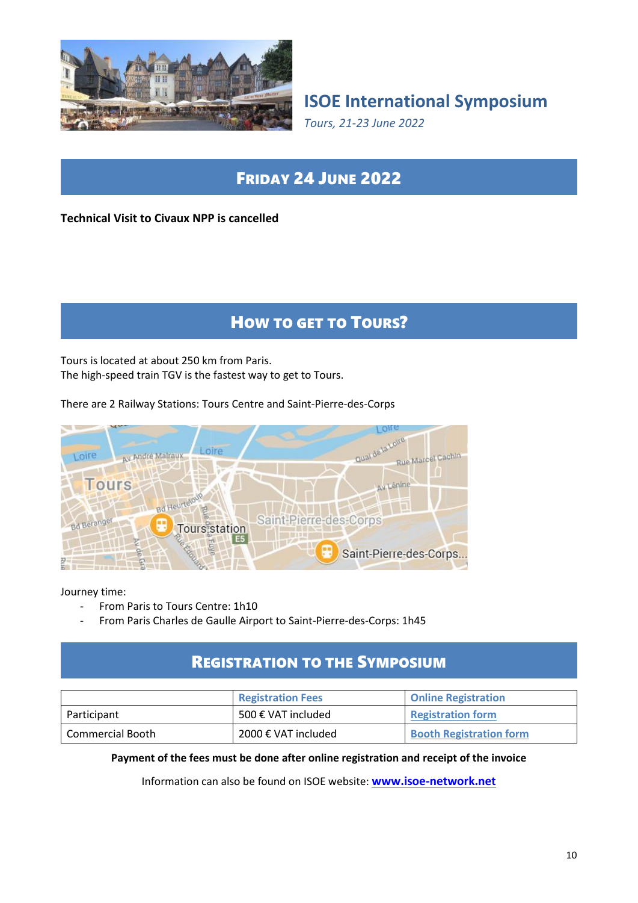ISOE International Symposium

*Tours, 21-23 June 2022*

## Friday 24 June 2022

**Technical Visit to Civaux NPP is cancelled**

## How to get to Tours?

Tours is located at about 250 km from Paris.
The high-speed train TGV is the fastest way to get to Tours.

There are 2 Railway Stations: Tours Centre and Saint-Pierre-des-Corps

Journey time:

- From Paris to Tours Centre: 1h10
- From Paris Charles de Gaulle Airport to Saint-Pierre-des-Corps: 1h45

## Registration to the Symposium

| | Registration Fees | Online Registration |
|---|---|---|
| Participant | 500 € VAT included | Registration form |
| Commercial Booth | 2000 € VAT included | Booth Registration form |

**Payment of the fees must be done after online registration and receipt of the invoice**

Information can also be found on ISOE website: **www.isoe-network.net**